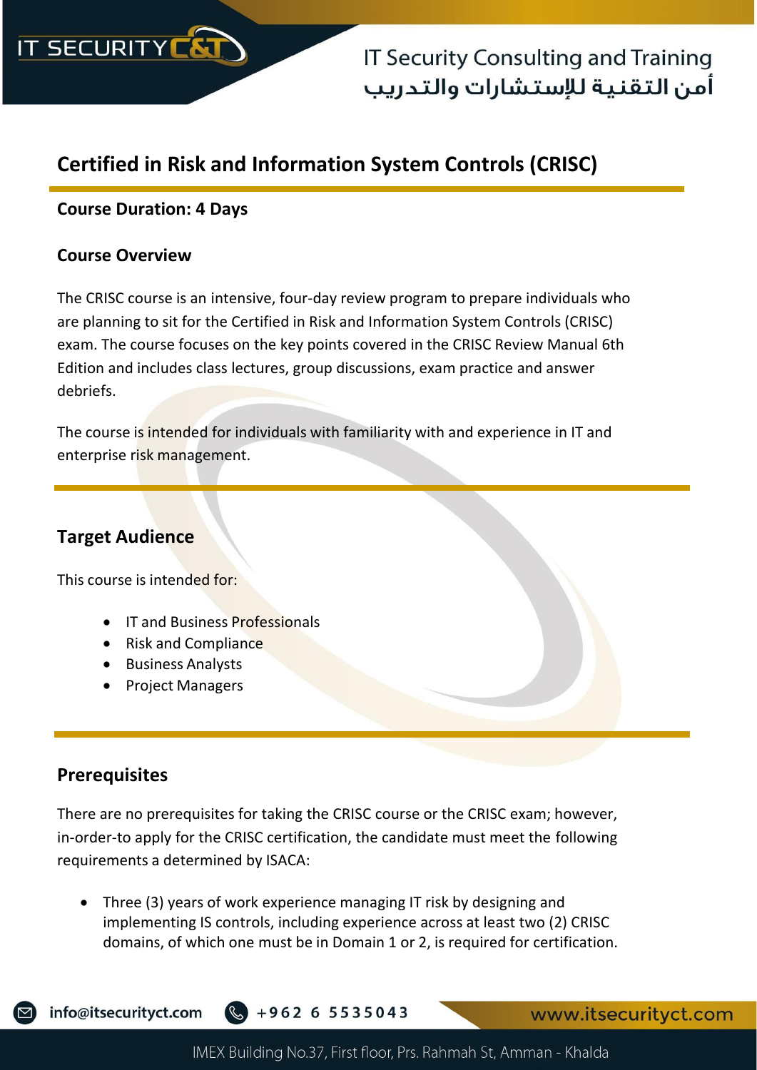# Certified in Risk and Information System Controls (CRISC)

**Course Duration: 4 Days**

## Course Overview

The CRISC course is an intensive, four-day review program to prepare individuals who are planning to sit for the Certified in Risk and Information System Controls (CRISC) exam. The course focuses on the key points covered in the CRISC Review Manual 6th Edition and includes class lectures, group discussions, exam practice and answer debriefs.

The course is intended for individuals with familiarity with and experience in IT and enterprise risk management.

## Target Audience

This course is intended for:

- IT and Business Professionals
- Risk and Compliance
- Business Analysts
- Project Managers

## Prerequisites

There are no prerequisites for taking the CRISC course or the CRISC exam; however, in-order-to apply for the CRISC certification, the candidate must meet the following requirements a determined by ISACA:

- Three (3) years of work experience managing IT risk by designing and implementing IS controls, including experience across at least two (2) CRISC domains, of which one must be in Domain 1 or 2, is required for certification.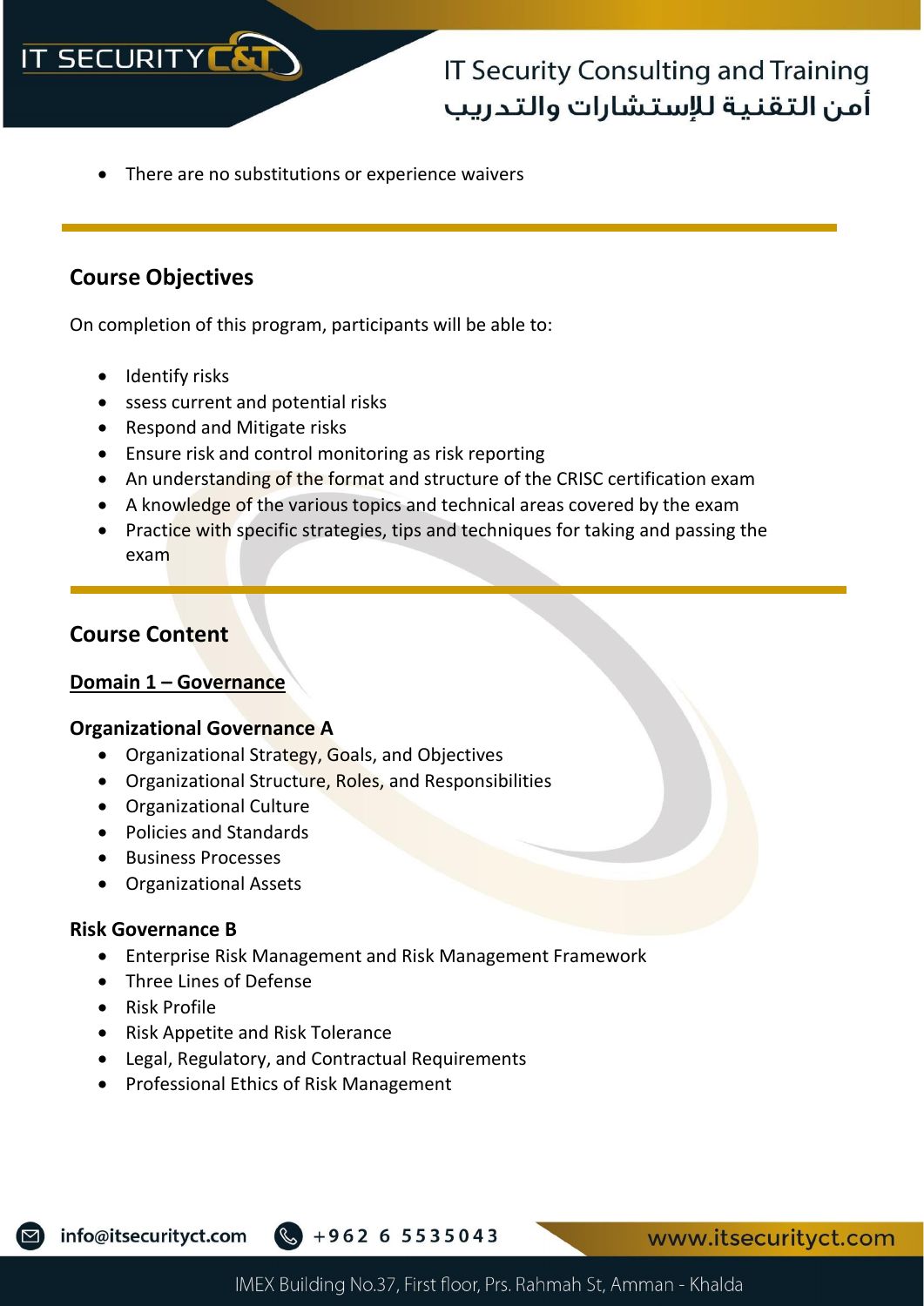- There are no substitutions or experience waivers

## Course Objectives

On completion of this program, participants will be able to:

- Identify risks
- ssess current and potential risks
- Respond and Mitigate risks
- Ensure risk and control monitoring as risk reporting
- An understanding of the format and structure of the CRISC certification exam
- A knowledge of the various topics and technical areas covered by the exam
- Practice with specific strategies, tips and techniques for taking and passing the exam

## Course Content

### <u>Domain 1 – Governance</u>

**Organizational Governance A**

- Organizational Strategy, Goals, and Objectives
- Organizational Structure, Roles, and Responsibilities
- Organizational Culture
- Policies and Standards
- Business Processes
- Organizational Assets

**Risk Governance B**

- Enterprise Risk Management and Risk Management Framework
- Three Lines of Defense
- Risk Profile
- Risk Appetite and Risk Tolerance
- Legal, Regulatory, and Contractual Requirements
- Professional Ethics of Risk Management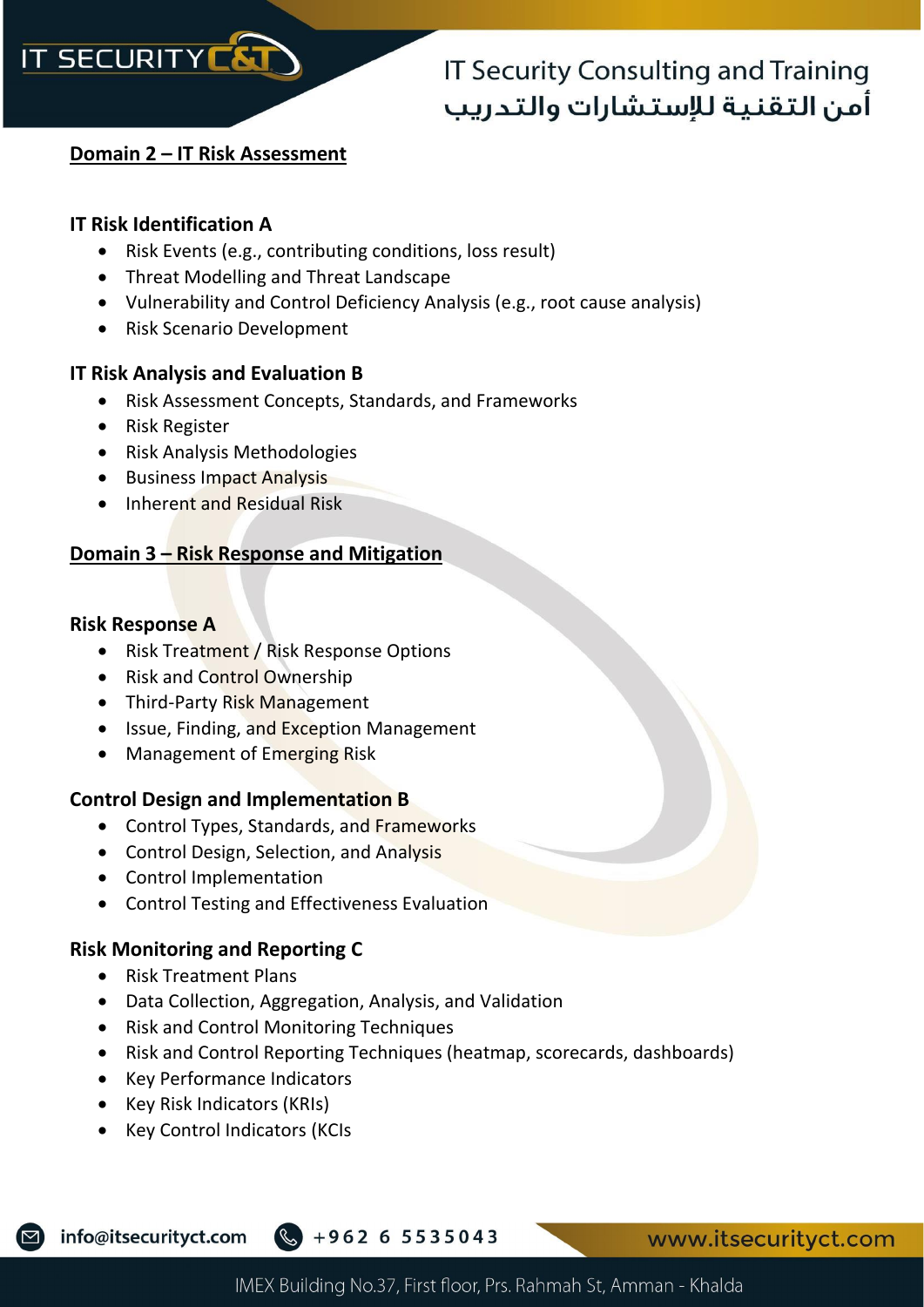## Domain 2 – IT Risk Assessment

### IT Risk Identification A

- Risk Events (e.g., contributing conditions, loss result)
- Threat Modelling and Threat Landscape
- Vulnerability and Control Deficiency Analysis (e.g., root cause analysis)
- Risk Scenario Development

### IT Risk Analysis and Evaluation B

- Risk Assessment Concepts, Standards, and Frameworks
- Risk Register
- Risk Analysis Methodologies
- Business Impact Analysis
- Inherent and Residual Risk

## Domain 3 – Risk Response and Mitigation

### Risk Response A

- Risk Treatment / Risk Response Options
- Risk and Control Ownership
- Third-Party Risk Management
- Issue, Finding, and Exception Management
- Management of Emerging Risk

### Control Design and Implementation B

- Control Types, Standards, and Frameworks
- Control Design, Selection, and Analysis
- Control Implementation
- Control Testing and Effectiveness Evaluation

### Risk Monitoring and Reporting C

- Risk Treatment Plans
- Data Collection, Aggregation, Analysis, and Validation
- Risk and Control Monitoring Techniques
- Risk and Control Reporting Techniques (heatmap, scorecards, dashboards)
- Key Performance Indicators
- Key Risk Indicators (KRIs)
- Key Control Indicators (KCIs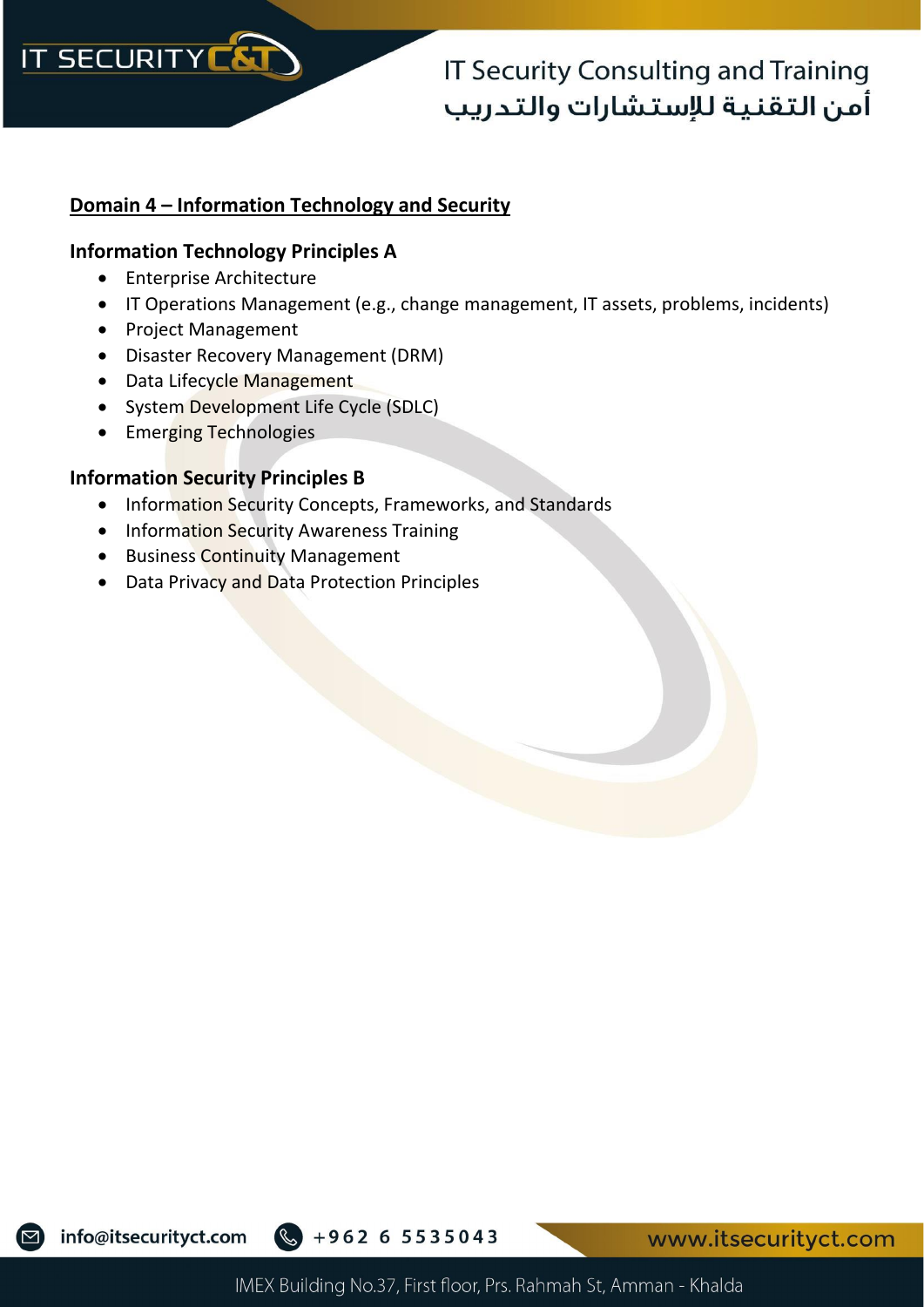## Domain 4 – Information Technology and Security

### Information Technology Principles A

- Enterprise Architecture
- IT Operations Management (e.g., change management, IT assets, problems, incidents)
- Project Management
- Disaster Recovery Management (DRM)
- Data Lifecycle Management
- System Development Life Cycle (SDLC)
- Emerging Technologies

### Information Security Principles B

- Information Security Concepts, Frameworks, and Standards
- Information Security Awareness Training
- Business Continuity Management
- Data Privacy and Data Protection Principles